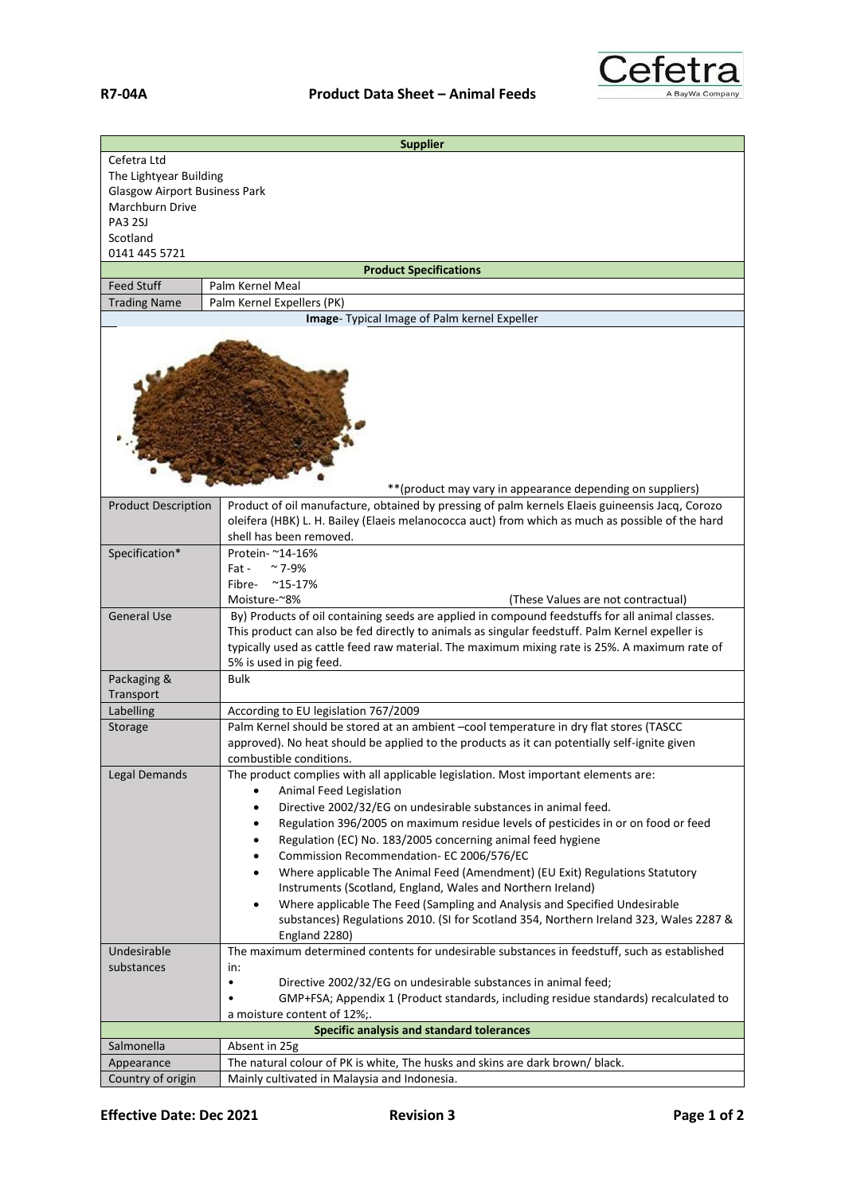R7-04A **Product Data Sheet – Animal Feeds**

| **Supplier** | |
|---|---|
| Cefetra Ltd<br>The Lightyear Building<br>Glasgow Airport Business Park<br>Marchburn Drive<br>PA3 2SJ<br>Scotland<br>0141 445 5721 | |
| **Product Specifications** | |
| Feed Stuff | Palm Kernel Meal |
| Trading Name | Palm Kernel Expellers (PK) |
| **Image**- Typical Image of Palm kernel Expeller | |
| **(product may vary in appearance depending on suppliers) | |
| Product Description | Product of oil manufacture, obtained by pressing of palm kernels Elaeis guineensis Jacq, Corozo oleifera (HBK) L. H. Bailey (Elaeis melanococca auct) from which as much as possible of the hard shell has been removed. |
| Specification* | Protein- ~14-16%<br>Fat - ~ 7-9%<br>Fibre- ~15-17%<br>Moisture-~8% (These Values are not contractual) |
| General Use | By) Products of oil containing seeds are applied in compound feedstuffs for all animal classes. This product can also be fed directly to animals as singular feedstuff. Palm Kernel expeller is typically used as cattle feed raw material. The maximum mixing rate is 25%. A maximum rate of 5% is used in pig feed. |
| Packaging & Transport | Bulk |
| Labelling | According to EU legislation 767/2009 |
| Storage | Palm Kernel should be stored at an ambient –cool temperature in dry flat stores (TASCC approved). No heat should be applied to the products as it can potentially self-ignite given combustible conditions. |
| Legal Demands | The product complies with all applicable legislation. Most important elements are:<br>• Animal Feed Legislation<br>• Directive 2002/32/EG on undesirable substances in animal feed.<br>• Regulation 396/2005 on maximum residue levels of pesticides in or on food or feed<br>• Regulation (EC) No. 183/2005 concerning animal feed hygiene<br>• Commission Recommendation- EC 2006/576/EC<br>• Where applicable The Animal Feed (Amendment) (EU Exit) Regulations Statutory Instruments (Scotland, England, Wales and Northern Ireland)<br>• Where applicable The Feed (Sampling and Analysis and Specified Undesirable substances) Regulations 2010. (SI for Scotland 354, Northern Ireland 323, Wales 2287 & England 2280) |
| Undesirable substances | The maximum determined contents for undesirable substances in feedstuff, such as established in:<br>• Directive 2002/32/EG on undesirable substances in animal feed;<br>• GMP+FSA; Appendix 1 (Product standards, including residue standards) recalculated to a moisture content of 12%;. |
| **Specific analysis and standard tolerances** | |
| Salmonella | Absent in 25g |
| Appearance | The natural colour of PK is white, The husks and skins are dark brown/ black. |
| Country of origin | Mainly cultivated in Malaysia and Indonesia. |

**Effective Date: Dec 2021** **Revision 3**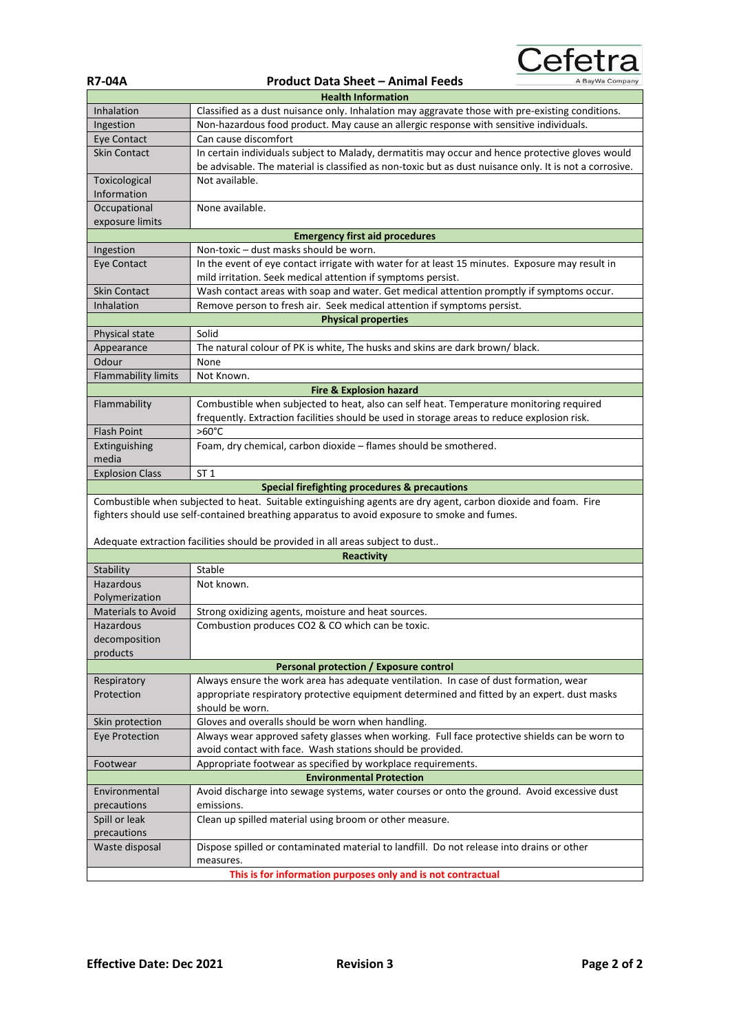**R7-04A** **Product Data Sheet – Animal Feeds**

Cefetra
A BayWa Company

| Health Information | |
|---|---|
| Inhalation | Classified as a dust nuisance only. Inhalation may aggravate those with pre-existing conditions. |
| Ingestion | Non-hazardous food product. May cause an allergic response with sensitive individuals. |
| Eye Contact | Can cause discomfort |
| Skin Contact | In certain individuals subject to Malady, dermatitis may occur and hence protective gloves would be advisable. The material is classified as non-toxic but as dust nuisance only. It is not a corrosive. |
| Toxicological Information | Not available. |
| Occupational exposure limits | None available. |

| Emergency first aid procedures | |
|---|---|
| Ingestion | Non-toxic – dust masks should be worn. |
| Eye Contact | In the event of eye contact irrigate with water for at least 15 minutes. Exposure may result in mild irritation. Seek medical attention if symptoms persist. |
| Skin Contact | Wash contact areas with soap and water. Get medical attention promptly if symptoms occur. |
| Inhalation | Remove person to fresh air. Seek medical attention if symptoms persist. |

| Physical properties | |
|---|---|
| Physical state | Solid |
| Appearance | The natural colour of PK is white, The husks and skins are dark brown/ black. |
| Odour | None |
| Flammability limits | Not Known. |

| Fire & Explosion hazard | |
|---|---|
| Flammability | Combustible when subjected to heat, also can self heat. Temperature monitoring required frequently. Extraction facilities should be used in storage areas to reduce explosion risk. |
| Flash Point | >60°C |
| Extinguishing media | Foam, dry chemical, carbon dioxide – flames should be smothered. |
| Explosion Class | ST 1 |

**Special firefighting procedures & precautions**

Combustible when subjected to heat. Suitable extinguishing agents are dry agent, carbon dioxide and foam. Fire fighters should use self-contained breathing apparatus to avoid exposure to smoke and fumes.

Adequate extraction facilities should be provided in all areas subject to dust..

| Reactivity | |
|---|---|
| Stability | Stable |
| Hazardous Polymerization | Not known. |
| Materials to Avoid | Strong oxidizing agents, moisture and heat sources. |
| Hazardous decomposition products | Combustion produces $CO_2$ & CO which can be toxic. |

| Personal protection / Exposure control | |
|---|---|
| Respiratory Protection | Always ensure the work area has adequate ventilation. In case of dust formation, wear appropriate respiratory protective equipment determined and fitted by an expert. dust masks should be worn. |
| Skin protection | Gloves and overalls should be worn when handling. |
| Eye Protection | Always wear approved safety glasses when working. Full face protective shields can be worn to avoid contact with face. Wash stations should be provided. |
| Footwear | Appropriate footwear as specified by workplace requirements. |

| Environmental Protection | |
|---|---|
| Environmental precautions | Avoid discharge into sewage systems, water courses or onto the ground. Avoid excessive dust emissions. |
| Spill or leak precautions | Clean up spilled material using broom or other measure. |
| Waste disposal | Dispose spilled or contaminated material to landfill. Do not release into drains or other measures. |

**This is for information purposes only and is not contractual**

**Effective Date: Dec 2021** **Revision 3**